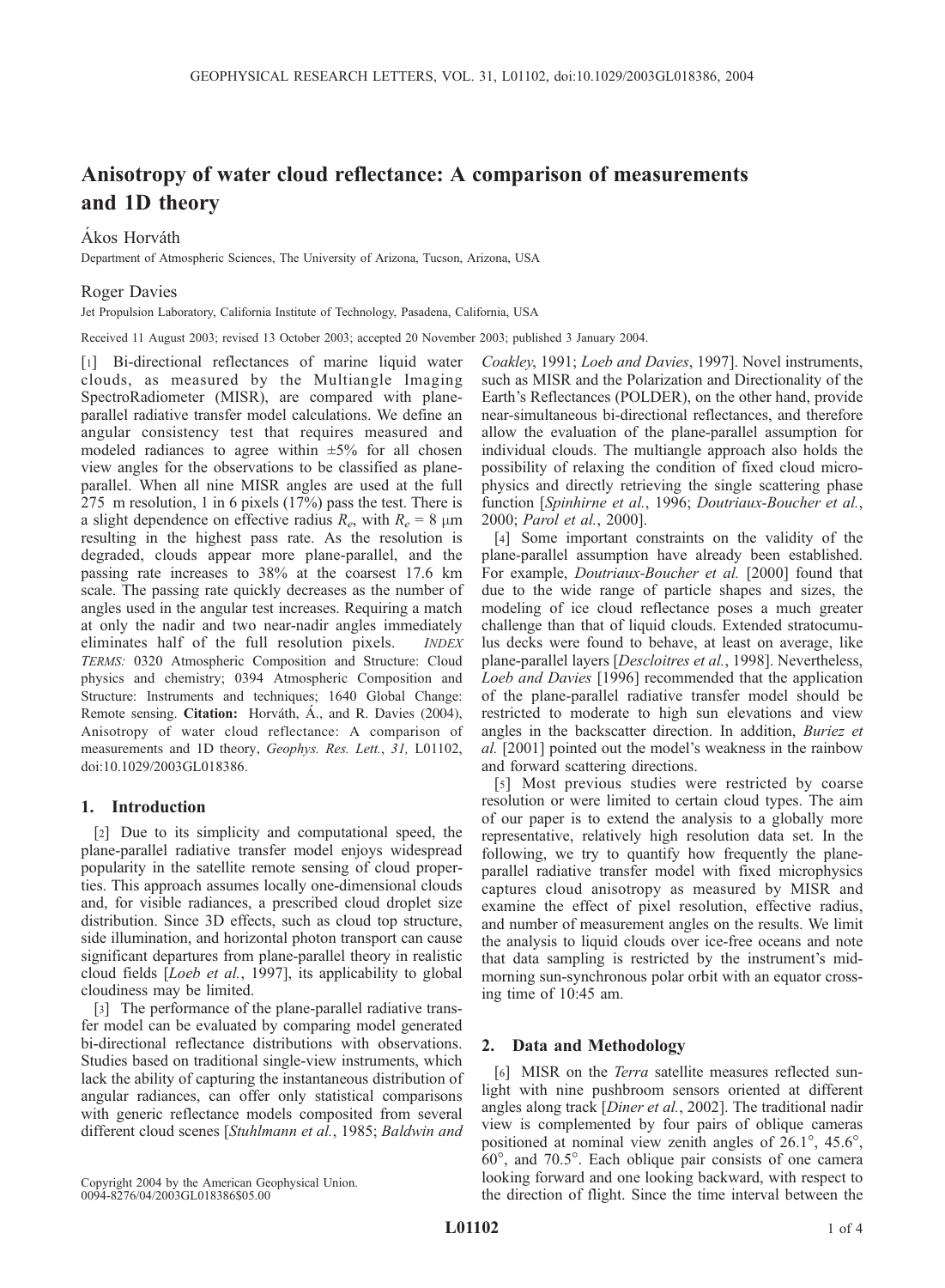# Anisotropy of water cloud reflectance: A comparison of measurements and 1D theory

Ákos Horváth

Department of Atmospheric Sciences, The University of Arizona, Tucson, Arizona, USA

Roger Davies

Jet Propulsion Laboratory, California Institute of Technology, Pasadena, California, USA

Received 11 August 2003; revised 13 October 2003; accepted 20 November 2003; published 3 January 2004.

[1] Bi-directional reflectances of marine liquid water clouds, as measured by the Multiangle Imaging SpectroRadiometer (MISR), are compared with plane-parallel radiative transfer model calculations. We define an angular consistency test that requires measured and modeled radiances to agree within ±5% for all chosen view angles for the observations to be classified as plane-parallel. When all nine MISR angles are used at the full 275 m resolution, 1 in 6 pixels (17%) pass the test. There is a slight dependence on effective radius $R_e$, with $R_e = 8$ μm resulting in the highest pass rate. As the resolution is degraded, clouds appear more plane-parallel, and the passing rate increases to 38% at the coarsest 17.6 km scale. The passing rate quickly decreases as the number of angles used in the angular test increases. Requiring a match at only the nadir and two near-nadir angles immediately eliminates half of the full resolution pixels. *INDEX TERMS:* 0320 Atmospheric Composition and Structure: Cloud physics and chemistry; 0394 Atmospheric Composition and Structure: Instruments and techniques; 1640 Global Change: Remote sensing. **Citation:** Horváth, Á., and R. Davies (2004), Anisotropy of water cloud reflectance: A comparison of measurements and 1D theory, *Geophys. Res. Lett.*, *31*, L01102, doi:10.1029/2003GL018386.

## 1. Introduction

[2] Due to its simplicity and computational speed, the plane-parallel radiative transfer model enjoys widespread popularity in the satellite remote sensing of cloud properties. This approach assumes locally one-dimensional clouds and, for visible radiances, a prescribed cloud droplet size distribution. Since 3D effects, such as cloud top structure, side illumination, and horizontal photon transport can cause significant departures from plane-parallel theory in realistic cloud fields [*Loeb et al.*, 1997], its applicability to global cloudiness may be limited.

[3] The performance of the plane-parallel radiative transfer model can be evaluated by comparing model generated bi-directional reflectance distributions with observations. Studies based on traditional single-view instruments, which lack the ability of capturing the instantaneous distribution of angular radiances, can offer only statistical comparisons with generic reflectance models composited from several different cloud scenes [*Stuhlmann et al.*, 1985; *Baldwin and Coakley*, 1991; *Loeb and Davies*, 1997]. Novel instruments, such as MISR and the Polarization and Directionality of the Earth's Reflectances (POLDER), on the other hand, provide near-simultaneous bi-directional reflectances, and therefore allow the evaluation of the plane-parallel assumption for individual clouds. The multiangle approach also holds the possibility of relaxing the condition of fixed cloud microphysics and directly retrieving the single scattering phase function [*Spinhirne et al.*, 1996; *Doutriaux-Boucher et al.*, 2000; *Parol et al.*, 2000].

[4] Some important constraints on the validity of the plane-parallel assumption have already been established. For example, *Doutriaux-Boucher et al.* [2000] found that due to the wide range of particle shapes and sizes, the modeling of ice cloud reflectance poses a much greater challenge than that of liquid clouds. Extended stratocumulus decks were found to behave, at least on average, like plane-parallel layers [*Descloitres et al.*, 1998]. Nevertheless, *Loeb and Davies* [1996] recommended that the application of the plane-parallel radiative transfer model should be restricted to moderate to high sun elevations and view angles in the backscatter direction. In addition, *Buriez et al.* [2001] pointed out the model's weakness in the rainbow and forward scattering directions.

[5] Most previous studies were restricted by coarse resolution or were limited to certain cloud types. The aim of our paper is to extend the analysis to a globally more representative, relatively high resolution data set. In the following, we try to quantify how frequently the plane-parallel radiative transfer model with fixed microphysics captures cloud anisotropy as measured by MISR and examine the effect of pixel resolution, effective radius, and number of measurement angles on the results. We limit the analysis to liquid clouds over ice-free oceans and note that data sampling is restricted by the instrument's mid-morning sun-synchronous polar orbit with an equator crossing time of 10:45 am.

## 2. Data and Methodology

[6] MISR on the *Terra* satellite measures reflected sunlight with nine pushbroom sensors oriented at different angles along track [*Diner et al.*, 2002]. The traditional nadir view is complemented by four pairs of oblique cameras positioned at nominal view zenith angles of 26.1°, 45.6°, 60°, and 70.5°. Each oblique pair consists of one camera looking forward and one looking backward, with respect to the direction of flight. Since the time interval between the

Copyright 2004 by the American Geophysical Union.
0094-8276/04/2003GL018386$05.00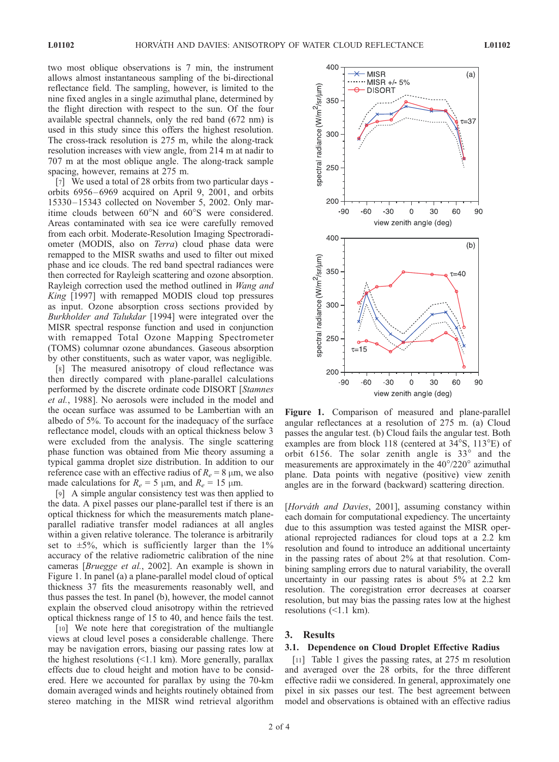two most oblique observations is 7 min, the instrument allows almost instantaneous sampling of the bi-directional reflectance field. The sampling, however, is limited to the nine fixed angles in a single azimuthal plane, determined by the flight direction with respect to the sun. Of the four available spectral channels, only the red band (672 nm) is used in this study since this offers the highest resolution. The cross-track resolution is 275 m, while the along-track resolution increases with view angle, from 214 m at nadir to 707 m at the most oblique angle. The along-track sample spacing, however, remains at 275 m.

[7] We used a total of 28 orbits from two particular days - orbits 6956–6969 acquired on April 9, 2001, and orbits 15330–15343 collected on November 5, 2002. Only maritime clouds between 60°N and 60°S were considered. Areas contaminated with sea ice were carefully removed from each orbit. Moderate-Resolution Imaging Spectroradiometer (MODIS, also on *Terra*) cloud phase data were remapped to the MISR swaths and used to filter out mixed phase and ice clouds. The red band spectral radiances were then corrected for Rayleigh scattering and ozone absorption. Rayleigh correction used the method outlined in *Wang and King* [1997] with remapped MODIS cloud top pressures as input. Ozone absorption cross sections provided by *Burkholder and Talukdar* [1994] were integrated over the MISR spectral response function and used in conjunction with remapped Total Ozone Mapping Spectrometer (TOMS) columnar ozone abundances. Gaseous absorption by other constituents, such as water vapor, was negligible.

[8] The measured anisotropy of cloud reflectance was then directly compared with plane-parallel calculations performed by the discrete ordinate code DISORT [*Stamnes et al.*, 1988]. No aerosols were included in the model and the ocean surface was assumed to be Lambertian with an albedo of 5%. To account for the inadequacy of the surface reflectance model, clouds with an optical thickness below 3 were excluded from the analysis. The single scattering phase function was obtained from Mie theory assuming a typical gamma droplet size distribution. In addition to our reference case with an effective radius of $R_e = 8$ μm, we also made calculations for $R_e = 5$ μm, and $R_e = 15$ μm.

[9] A simple angular consistency test was then applied to the data. A pixel passes our plane-parallel test if there is an optical thickness for which the measurements match plane-parallel radiative transfer model radiances at all angles within a given relative tolerance. The tolerance is arbitrarily set to ±5%, which is sufficiently larger than the 1% accuracy of the relative radiometric calibration of the nine cameras [*Bruegge et al.*, 2002]. An example is shown in Figure 1. In panel (a) a plane-parallel model cloud of optical thickness 37 fits the measurements reasonably well, and thus passes the test. In panel (b), however, the model cannot explain the observed cloud anisotropy within the retrieved optical thickness range of 15 to 40, and hence fails the test.

[10] We note here that coregistration of the multiangle views at cloud level poses a considerable challenge. There may be navigation errors, biasing our passing rates low at the highest resolutions (<1.1 km). More generally, parallax effects due to cloud height and motion have to be considered. Here we accounted for parallax by using the 70-km domain averaged winds and heights routinely obtained from stereo matching in the MISR wind retrieval algorithm [*Horváth and Davies*, 2001], assuming constancy within each domain for computational expediency. The uncertainty due to this assumption was tested against the MISR operational reprojected radiances for cloud tops at a 2.2 km resolution and found to introduce an additional uncertainty in the passing rates of about 2% at that resolution. Combining sampling errors due to natural variability, the overall uncertainty in our passing rates is about 5% at 2.2 km resolution. The coregistration error decreases at coarser resolution, but may bias the passing rates low at the highest resolutions (<1.1 km).

**Figure 1.** Comparison of measured and plane-parallel angular reflectances at a resolution of 275 m. (a) Cloud passes the angular test. (b) Cloud fails the angular test. Both examples are from block 118 (centered at 34°S, 113°E) of orbit 6156. The solar zenith angle is 33° and the measurements are approximately in the 40°/220° azimuthal plane. Data points with negative (positive) view zenith angles are in the forward (backward) scattering direction.

## 3. Results

### 3.1. Dependence on Cloud Droplet Effective Radius

[11] Table 1 gives the passing rates, at 275 m resolution and averaged over the 28 orbits, for the three different effective radii we considered. In general, approximately one pixel in six passes our test. The best agreement between model and observations is obtained with an effective radius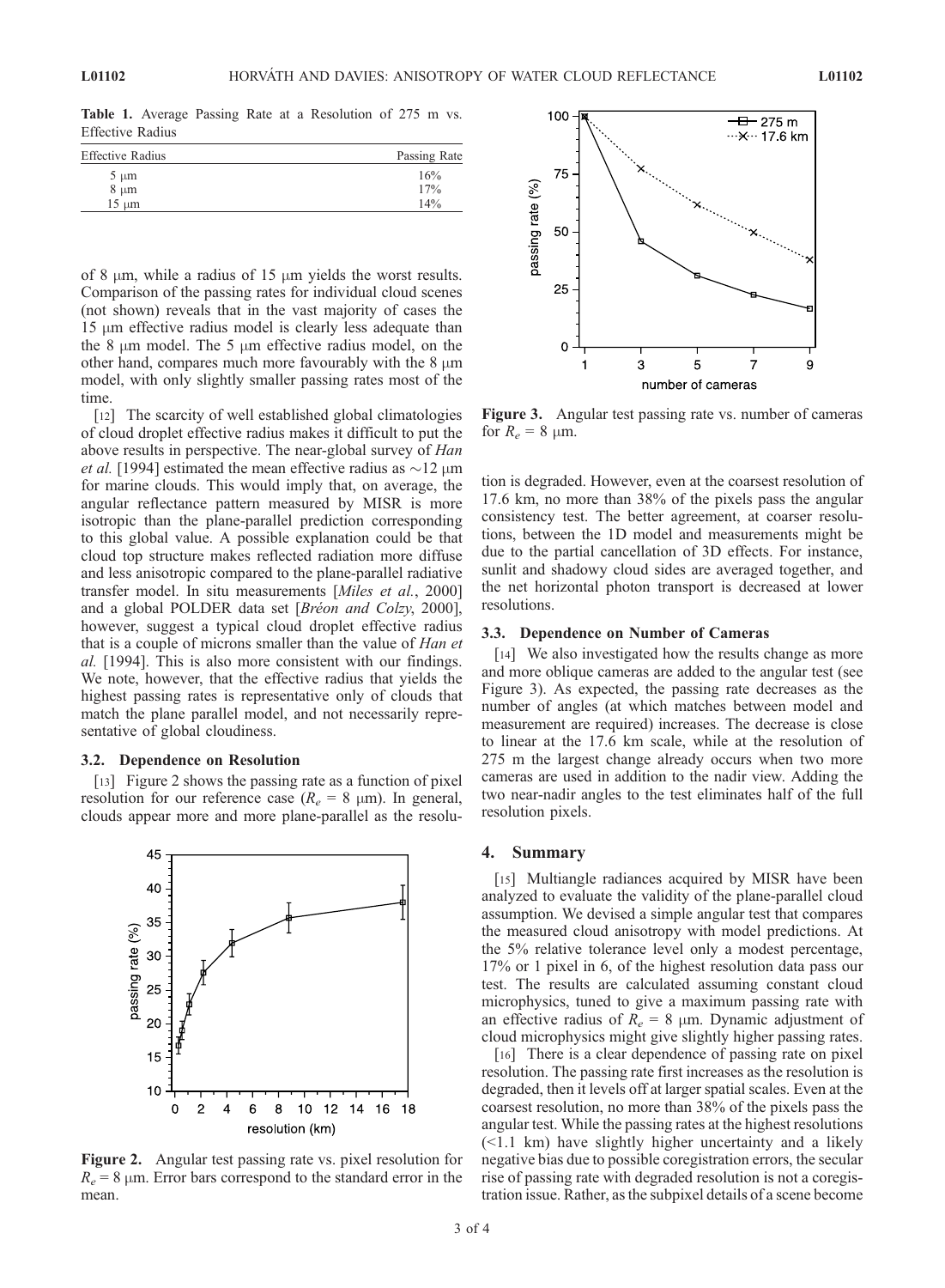**Table 1.** Average Passing Rate at a Resolution of 275 m vs. Effective Radius

| Effective Radius | Passing Rate |
|---|---|
| 5 μm | 16% |
| 8 μm | 17% |
| 15 μm | 14% |

of 8 μm, while a radius of 15 μm yields the worst results. Comparison of the passing rates for individual cloud scenes (not shown) reveals that in the vast majority of cases the 15 μm effective radius model is clearly less adequate than the 8 μm model. The 5 μm effective radius model, on the other hand, compares much more favourably with the 8 μm model, with only slightly smaller passing rates most of the time.

[12] The scarcity of well established global climatologies of cloud droplet effective radius makes it difficult to put the above results in perspective. The near-global survey of *Han et al.* [1994] estimated the mean effective radius as ~12 μm for marine clouds. This would imply that, on average, the angular reflectance pattern measured by MISR is more isotropic than the plane-parallel prediction corresponding to this global value. A possible explanation could be that cloud top structure makes reflected radiation more diffuse and less anisotropic compared to the plane-parallel radiative transfer model. In situ measurements [*Miles et al.*, 2000] and a global POLDER data set [*Bréon and Colzy*, 2000], however, suggest a typical cloud droplet effective radius that is a couple of microns smaller than the value of *Han et al.* [1994]. This is also more consistent with our findings. We note, however, that the effective radius that yields the highest passing rates is representative only of clouds that match the plane parallel model, and not necessarily representative of global cloudiness.

### 3.2. Dependence on Resolution

[13] Figure 2 shows the passing rate as a function of pixel resolution for our reference case ($R_e$ = 8 μm). In general, clouds appear more and more plane-parallel as the resolution is degraded. However, even at the coarsest resolution of 17.6 km, no more than 38% of the pixels pass the angular consistency test. The better agreement, at coarser resolutions, between the 1D model and measurements might be due to the partial cancellation of 3D effects. For instance, sunlit and shadowy cloud sides are averaged together, and the net horizontal photon transport is decreased at lower resolutions.

**Figure 2.** Angular test passing rate vs. pixel resolution for $R_e$ = 8 μm. Error bars correspond to the standard error in the mean.

**Figure 3.** Angular test passing rate vs. number of cameras for $R_e$ = 8 μm.

### 3.3. Dependence on Number of Cameras

[14] We also investigated how the results change as more and more oblique cameras are added to the angular test (see Figure 3). As expected, the passing rate decreases as the number of angles (at which matches between model and measurement are required) increases. The decrease is close to linear at the 17.6 km scale, while at the resolution of 275 m the largest change already occurs when two more cameras are used in addition to the nadir view. Adding the two near-nadir angles to the test eliminates half of the full resolution pixels.

## 4. Summary

[15] Multiangle radiances acquired by MISR have been analyzed to evaluate the validity of the plane-parallel cloud assumption. We devised a simple angular test that compares the measured cloud anisotropy with model predictions. At the 5% relative tolerance level only a modest percentage, 17% or 1 pixel in 6, of the highest resolution data pass our test. The results are calculated assuming constant cloud microphysics, tuned to give a maximum passing rate with an effective radius of $R_e$ = 8 μm. Dynamic adjustment of cloud microphysics might give slightly higher passing rates.

[16] There is a clear dependence of passing rate on pixel resolution. The passing rate first increases as the resolution is degraded, then it levels off at larger spatial scales. Even at the coarsest resolution, no more than 38% of the pixels pass the angular test. While the passing rates at the highest resolutions (<1.1 km) have slightly higher uncertainty and a likely negative bias due to possible coregistration errors, the secular rise of passing rate with degraded resolution is not a coregistration issue. Rather, as the subpixel details of a scene become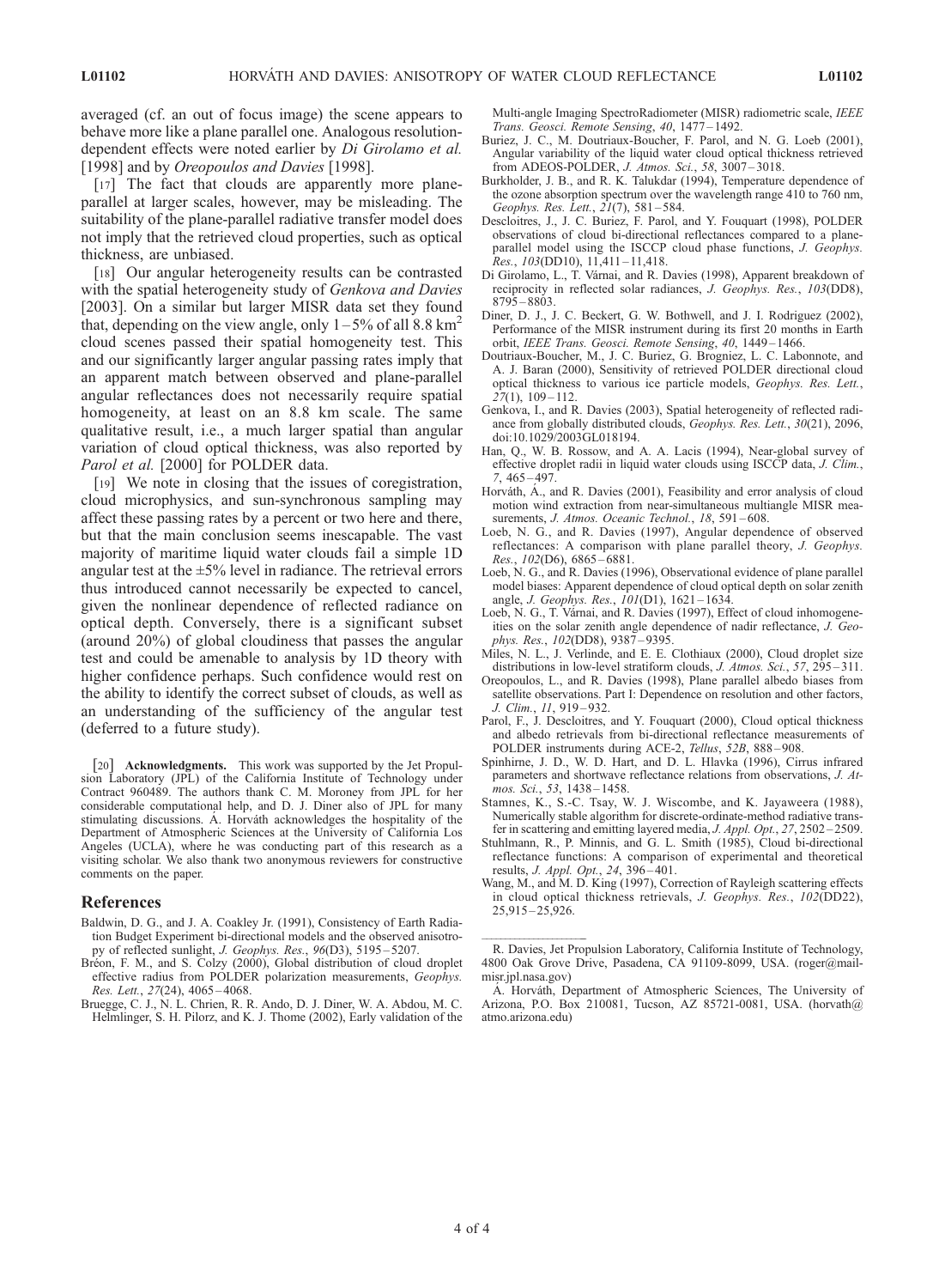averaged (cf. an out of focus image) the scene appears to behave more like a plane parallel one. Analogous resolution-dependent effects were noted earlier by *Di Girolamo et al.* [1998] and by *Oreopoulos and Davies* [1998].

[17] The fact that clouds are apparently more plane-parallel at larger scales, however, may be misleading. The suitability of the plane-parallel radiative transfer model does not imply that the retrieved cloud properties, such as optical thickness, are unbiased.

[18] Our angular heterogeneity results can be contrasted with the spatial heterogeneity study of *Genkova and Davies* [2003]. On a similar but larger MISR data set they found that, depending on the view angle, only 1–5% of all 8.8 $km^2$ cloud scenes passed their spatial homogeneity test. This and our significantly larger angular passing rates imply that an apparent match between observed and plane-parallel angular reflectances does not necessarily require spatial homogeneity, at least on an 8.8 km scale. The same qualitative result, i.e., a much larger spatial than angular variation of cloud optical thickness, was also reported by *Parol et al.* [2000] for POLDER data.

[19] We note in closing that the issues of coregistration, cloud microphysics, and sun-synchronous sampling may affect these passing rates by a percent or two here and there, but that the main conclusion seems inescapable. The vast majority of maritime liquid water clouds fail a simple 1D angular test at the ±5% level in radiance. The retrieval errors thus introduced cannot necessarily be expected to cancel, given the nonlinear dependence of reflected radiance on optical depth. Conversely, there is a significant subset (around 20%) of global cloudiness that passes the angular test and could be amenable to analysis by 1D theory with higher confidence perhaps. Such confidence would rest on the ability to identify the correct subset of clouds, as well as an understanding of the sufficiency of the angular test (deferred to a future study).

[20] **Acknowledgments.** This work was supported by the Jet Propulsion Laboratory (JPL) of the California Institute of Technology under Contract 960489. The authors thank C. M. Moroney from JPL for her considerable computational help, and D. J. Diner also of JPL for many stimulating discussions. Á. Horváth acknowledges the hospitality of the Department of Atmospheric Sciences at the University of California Los Angeles (UCLA), where he was conducting part of this research as a visiting scholar. We also thank two anonymous reviewers for constructive comments on the paper.

## References

Baldwin, D. G., and J. A. Coakley Jr. (1991), Consistency of Earth Radiation Budget Experiment bi-directional models and the observed anisotropy of reflected sunlight, *J. Geophys. Res.*, *96*(D3), 5195–5207.

Bréon, F. M., and S. Colzy (2000), Global distribution of cloud droplet effective radius from POLDER polarization measurements, *Geophys. Res. Lett.*, *27*(24), 4065–4068.

Bruegge, C. J., N. L. Chrien, R. R. Ando, D. J. Diner, W. A. Abdou, M. C. Helmlinger, S. H. Pilorz, and K. J. Thome (2002), Early validation of the Multi-angle Imaging SpectroRadiometer (MISR) radiometric scale, *IEEE Trans. Geosci. Remote Sensing*, *40*, 1477–1492.

Buriez, J. C., M. Doutriaux-Boucher, F. Parol, and N. G. Loeb (2001), Angular variability of the liquid water cloud optical thickness retrieved from ADEOS-POLDER, *J. Atmos. Sci.*, *58*, 3007–3018.

Burkholder, J. B., and R. K. Talukdar (1994), Temperature dependence of the ozone absorption spectrum over the wavelength range 410 to 760 nm, *Geophys. Res. Lett.*, *21*(7), 581–584.

Descloitres, J., J. C. Buriez, F. Parol, and Y. Fouquart (1998), POLDER observations of cloud bi-directional reflectances compared to a plane-parallel model using the ISCCP cloud phase functions, *J. Geophys. Res.*, *103*(DD10), 11,411–11,418.

Di Girolamo, L., T. Várnai, and R. Davies (1998), Apparent breakdown of reciprocity in reflected solar radiances, *J. Geophys. Res.*, *103*(DD8), 8795–8803.

Diner, D. J., J. C. Beckert, G. W. Bothwell, and J. I. Rodriguez (2002), Performance of the MISR instrument during its first 20 months in Earth orbit, *IEEE Trans. Geosci. Remote Sensing*, *40*, 1449–1466.

Doutriaux-Boucher, M., J. C. Buriez, G. Brogniez, L. C. Labonnote, and A. J. Baran (2000), Sensitivity of retrieved POLDER directional cloud optical thickness to various ice particle models, *Geophys. Res. Lett.*, *27*(1), 109–112.

Genkova, I., and R. Davies (2003), Spatial heterogeneity of reflected radiance from globally distributed clouds, *Geophys. Res. Lett.*, *30*(21), 2096, doi:10.1029/2003GL018194.

Han, Q., W. B. Rossow, and A. A. Lacis (1994), Near-global survey of effective droplet radii in liquid water clouds using ISCCP data, *J. Clim.*, *7*, 465–497.

Horváth, Á., and R. Davies (2001), Feasibility and error analysis of cloud motion wind extraction from near-simultaneous multiangle MISR measurements, *J. Atmos. Oceanic Technol.*, *18*, 591–608.

Loeb, N. G., and R. Davies (1997), Angular dependence of observed reflectances: A comparison with plane parallel theory, *J. Geophys. Res.*, *102*(D6), 6865–6881.

Loeb, N. G., and R. Davies (1996), Observational evidence of plane parallel model biases: Apparent dependence of cloud optical depth on solar zenith angle, *J. Geophys. Res.*, *101*(D1), 1621–1634.

Loeb, N. G., T. Várnai, and R. Davies (1997), Effect of cloud inhomogeneities on the solar zenith angle dependence of nadir reflectance, *J. Geophys. Res.*, *102*(DD8), 9387–9395.

Miles, N. L., J. Verlinde, and E. E. Clothiaux (2000), Cloud droplet size distributions in low-level stratiform clouds, *J. Atmos. Sci.*, *57*, 295–311.

Oreopoulos, L., and R. Davies (1998), Plane parallel albedo biases from satellite observations. Part I: Dependence on resolution and other factors, *J. Clim.*, *11*, 919–932.

Parol, F., J. Descloitres, and Y. Fouquart (2000), Cloud optical thickness and albedo retrievals from bi-directional reflectance measurements of POLDER instruments during ACE-2, *Tellus*, *52B*, 888–908.

Spinhirne, J. D., W. D. Hart, and D. L. Hlavka (1996), Cirrus infrared parameters and shortwave reflectance relations from observations, *J. Atmos. Sci.*, *53*, 1438–1458.

Stamnes, K., S.-C. Tsay, W. J. Wiscombe, and K. Jayaweera (1988), Numerically stable algorithm for discrete-ordinate-method radiative transfer in scattering and emitting layered media, *J. Appl. Opt.*, *27*, 2502–2509.

Stuhlmann, R., P. Minnis, and G. L. Smith (1985), Cloud bi-directional reflectance functions: A comparison of experimental and theoretical results, *J. Appl. Opt.*, *24*, 396–401.

Wang, M., and M. D. King (1997), Correction of Rayleigh scattering effects in cloud optical thickness retrievals, *J. Geophys. Res.*, *102*(DD22), 25,915–25,926.

---

R. Davies, Jet Propulsion Laboratory, California Institute of Technology, 4800 Oak Grove Drive, Pasadena, CA 91109-8099, USA. (roger@mail-misr.jpl.nasa.gov)

Á. Horváth, Department of Atmospheric Sciences, The University of Arizona, P.O. Box 210081, Tucson, AZ 85721-0081, USA. (horvath@atmo.arizona.edu)